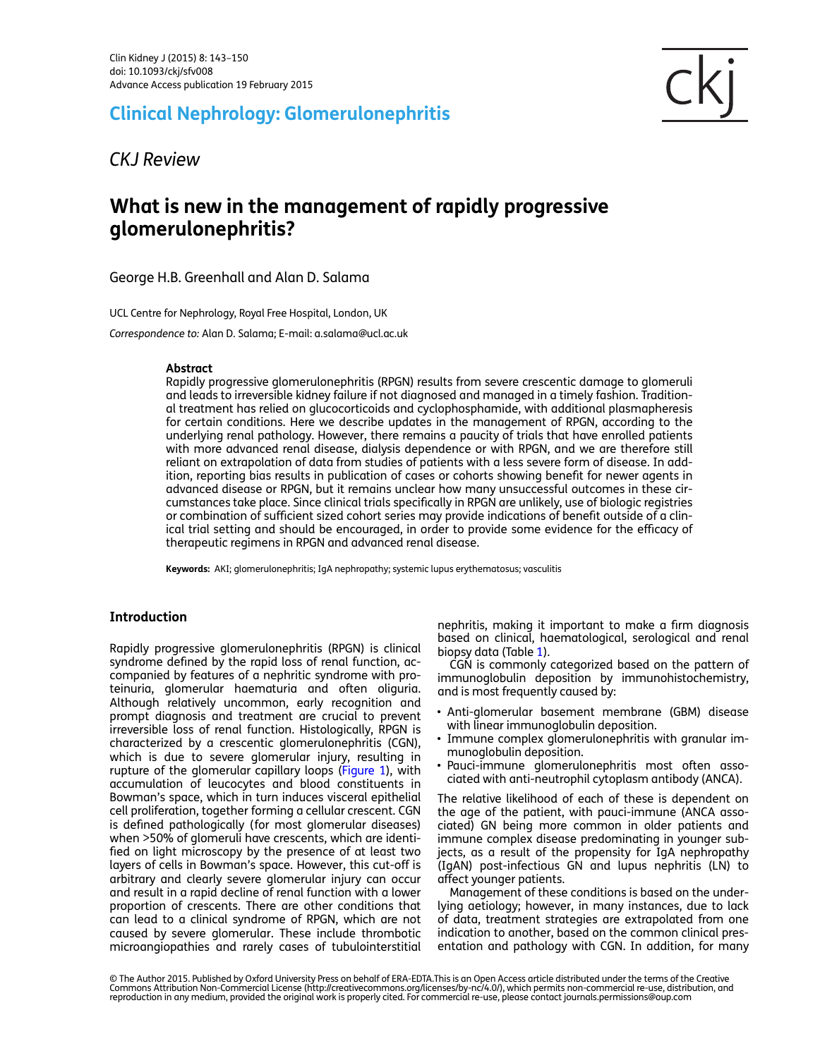Clinical Nephrology: Glomerulonephritis

*CKJ Review*

# What is new in the management of rapidly progressive glomerulonephritis?

George H.B. Greenhall and Alan D. Salama

UCL Centre for Nephrology, Royal Free Hospital, London, UK

*Correspondence to:* Alan D. Salama; E-mail: a.salama@ucl.ac.uk

## Abstract

Rapidly progressive glomerulonephritis (RPGN) results from severe crescentic damage to glomeruli and leads to irreversible kidney failure if not diagnosed and managed in a timely fashion. Traditional treatment has relied on glucocorticoids and cyclophosphamide, with additional plasmapheresis for certain conditions. Here we describe updates in the management of RPGN, according to the underlying renal pathology. However, there remains a paucity of trials that have enrolled patients with more advanced renal disease, dialysis dependence or with RPGN, and we are therefore still reliant on extrapolation of data from studies of patients with a less severe form of disease. In addition, reporting bias results in publication of cases or cohorts showing benefit for newer agents in advanced disease or RPGN, but it remains unclear how many unsuccessful outcomes in these circumstances take place. Since clinical trials specifically in RPGN are unlikely, use of biologic registries or combination of sufficient sized cohort series may provide indications of benefit outside of a clinical trial setting and should be encouraged, in order to provide some evidence for the efficacy of therapeutic regimens in RPGN and advanced renal disease.

**Keywords:** AKI; glomerulonephritis; IgA nephropathy; systemic lupus erythematosus; vasculitis

## Introduction

Rapidly progressive glomerulonephritis (RPGN) is clinical syndrome defined by the rapid loss of renal function, accompanied by features of a nephritic syndrome with proteinuria, glomerular haematuria and often oliguria. Although relatively uncommon, early recognition and prompt diagnosis and treatment are crucial to prevent irreversible loss of renal function. Histologically, RPGN is characterized by a crescentic glomerulonephritis (CGN), which is due to severe glomerular injury, resulting in rupture of the glomerular capillary loops (Figure 1), with accumulation of leucocytes and blood constituents in Bowman's space, which in turn induces visceral epithelial cell proliferation, together forming a cellular crescent. CGN is defined pathologically (for most glomerular diseases) when >50% of glomeruli have crescents, which are identified on light microscopy by the presence of at least two layers of cells in Bowman's space. However, this cut-off is arbitrary and clearly severe glomerular injury can occur and result in a rapid decline of renal function with a lower proportion of crescents. There are other conditions that can lead to a clinical syndrome of RPGN, which are not caused by severe glomerular. These include thrombotic microangiopathies and rarely cases of tubulointerstitial nephritis, making it important to make a firm diagnosis based on clinical, haematological, serological and renal biopsy data (Table 1).

CGN is commonly categorized based on the pattern of immunoglobulin deposition by immunohistochemistry, and is most frequently caused by:

- Anti-glomerular basement membrane (GBM) disease with linear immunoglobulin deposition.
- Immune complex glomerulonephritis with granular immunoglobulin deposition.
- Pauci-immune glomerulonephritis most often associated with anti-neutrophil cytoplasm antibody (ANCA).

The relative likelihood of each of these is dependent on the age of the patient, with pauci-immune (ANCA associated) GN being more common in older patients and immune complex disease predominating in younger subjects, as a result of the propensity for IgA nephropathy (IgAN) post-infectious GN and lupus nephritis (LN) to affect younger patients.

Management of these conditions is based on the underlying aetiology; however, in many instances, due to lack of data, treatment strategies are extrapolated from one indication to another, based on the common clinical presentation and pathology with CGN. In addition, for many

© The Author 2015. Published by Oxford University Press on behalf of ERA-EDTA.This is an Open Access article distributed under the terms of the Creative Commons Attribution Non-Commercial License (http://creativecommons.org/licenses/by-nc/4.0/), which permits non-commercial re-use, distribution, and reproduction in any medium, provided the original work is properly cited. For commercial re-use, please contact journals.permissions@oup.com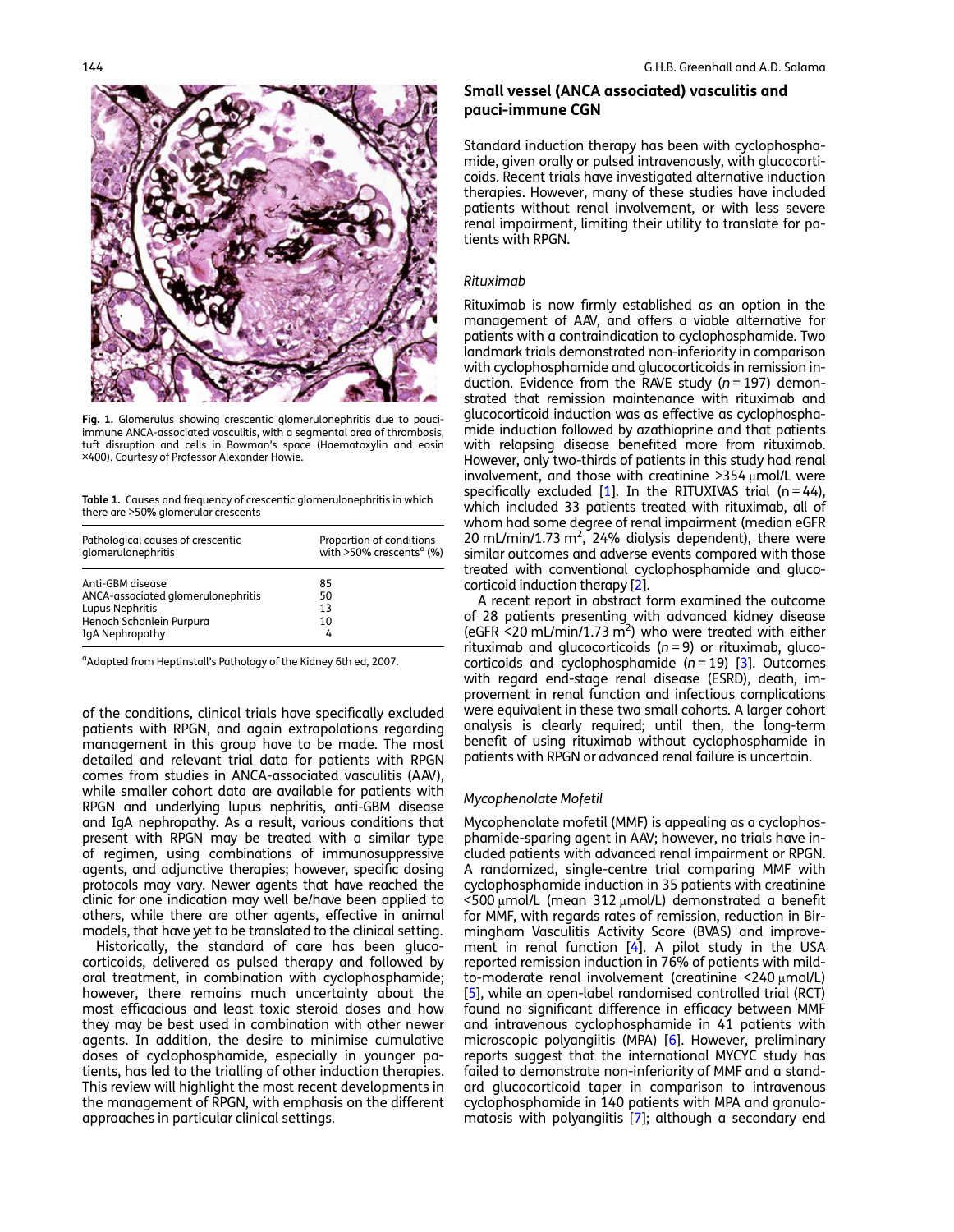Fig. 1. Glomerulus showing crescentic glomerulonephritis due to pauci-immune ANCA-associated vasculitis, with a segmental area of thrombosis, tuft disruption and cells in Bowman's space (Haematoxylin and eosin ×400). Courtesy of Professor Alexander Howie.

Table 1. Causes and frequency of crescentic glomerulonephritis in which there are >50% glomerular crescents

| Pathological causes of crescentic glomerulonephritis | Proportion of conditions with >50% crescents[a] (%) |
|---|---|
| Anti-GBM disease | 85 |
| ANCA-associated glomerulonephritis | 50 |
| Lupus Nephritis | 13 |
| Henoch Schonlein Purpura | 10 |
| IgA Nephropathy | 4 |

[a]Adapted from Heptinstall's Pathology of the Kidney 6th ed, 2007.

of the conditions, clinical trials have specifically excluded patients with RPGN, and again extrapolations regarding management in this group have to be made. The most detailed and relevant trial data for patients with RPGN comes from studies in ANCA-associated vasculitis (AAV), while smaller cohort data are available for patients with RPGN and underlying lupus nephritis, anti-GBM disease and IgA nephropathy. As a result, various conditions that present with RPGN may be treated with a similar type of regimen, using combinations of immunosuppressive agents, and adjunctive therapies; however, specific dosing protocols may vary. Newer agents that have reached the clinic for one indication may well be/have been applied to others, while there are other agents, effective in animal models, that have yet to be translated to the clinical setting.

Historically, the standard of care has been glucocorticoids, delivered as pulsed therapy and followed by oral treatment, in combination with cyclophosphamide; however, there remains much uncertainty about the most efficacious and least toxic steroid doses and how they may be best used in combination with other newer agents. In addition, the desire to minimise cumulative doses of cyclophosphamide, especially in younger patients, has led to the trialling of other induction therapies. This review will highlight the most recent developments in the management of RPGN, with emphasis on the different approaches in particular clinical settings.

## Small vessel (ANCA associated) vasculitis and pauci-immune CGN

Standard induction therapy has been with cyclophosphamide, given orally or pulsed intravenously, with glucocorticoids. Recent trials have investigated alternative induction therapies. However, many of these studies have included patients without renal involvement, or with less severe renal impairment, limiting their utility to translate for patients with RPGN.

### *Rituximab*

Rituximab is now firmly established as an option in the management of AAV, and offers a viable alternative for patients with a contraindication to cyclophosphamide. Two landmark trials demonstrated non-inferiority in comparison with cyclophosphamide and glucocorticoids in remission induction. Evidence from the RAVE study ($n = 197$) demonstrated that remission maintenance with rituximab and glucocorticoid induction was as effective as cyclophosphamide induction followed by azathioprine and that patients with relapsing disease benefited more from rituximab. However, only two-thirds of patients in this study had renal involvement, and those with creatinine >354 μmol/L were specifically excluded [1]. In the RITUXIVAS trial (n = 44), which included 33 patients treated with rituximab, all of whom had some degree of renal impairment (median eGFR 20 mL/min/1.73 $m^2$, 24% dialysis dependent), there were similar outcomes and adverse events compared with those treated with conventional cyclophosphamide and glucocorticoid induction therapy [2].

A recent report in abstract form examined the outcome of 28 patients presenting with advanced kidney disease (eGFR <20 mL/min/1.73 $m^2$) who were treated with either rituximab and glucocorticoids ($n = 9$) or rituximab, glucocorticoids and cyclophosphamide ($n = 19$) [3]. Outcomes with regard end-stage renal disease (ESRD), death, improvement in renal function and infectious complications were equivalent in these two small cohorts. A larger cohort analysis is clearly required; until then, the long-term benefit of using rituximab without cyclophosphamide in patients with RPGN or advanced renal failure is uncertain.

### *Mycophenolate Mofetil*

Mycophenolate mofetil (MMF) is appealing as a cyclophosphamide-sparing agent in AAV; however, no trials have included patients with advanced renal impairment or RPGN. A randomized, single-centre trial comparing MMF with cyclophosphamide induction in 35 patients with creatinine <500 μmol/L (mean 312 μmol/L) demonstrated a benefit for MMF, with regards rates of remission, reduction in Birmingham Vasculitis Activity Score (BVAS) and improvement in renal function [4]. A pilot study in the USA reported remission induction in 76% of patients with mild-to-moderate renal involvement (creatinine <240 μmol/L) [5], while an open-label randomised controlled trial (RCT) found no significant difference in efficacy between MMF and intravenous cyclophosphamide in 41 patients with microscopic polyangiitis (MPA) [6]. However, preliminary reports suggest that the international MYCYC study has failed to demonstrate non-inferiority of MMF and a standard glucocorticoid taper in comparison to intravenous cyclophosphamide in 140 patients with MPA and granulomatosis with polyangiitis [7]; although a secondary end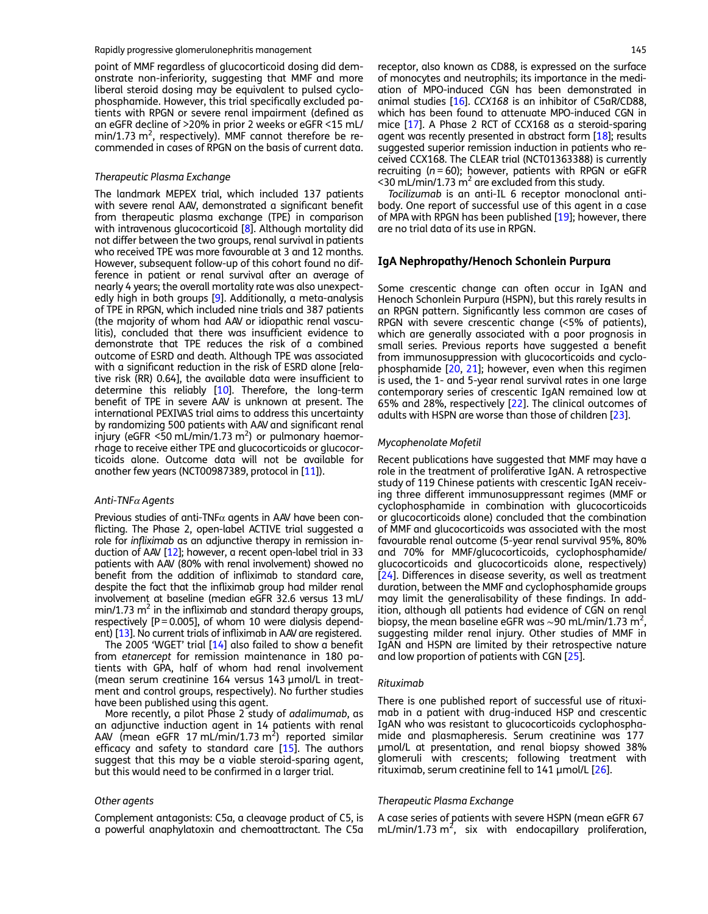point of MMF regardless of glucocorticoid dosing did demonstrate non-inferiority, suggesting that MMF and more liberal steroid dosing may be equivalent to pulsed cyclophosphamide. However, this trial specifically excluded patients with RPGN or severe renal impairment (defined as an eGFR decline of >20% in prior 2 weeks or eGFR <15 mL/min/1.73 m$^2$, respectively). MMF cannot therefore be recommended in cases of RPGN on the basis of current data.

### *Therapeutic Plasma Exchange*

The landmark MEPEX trial, which included 137 patients with severe renal AAV, demonstrated a significant benefit from therapeutic plasma exchange (TPE) in comparison with intravenous glucocorticoid [8]. Although mortality did not differ between the two groups, renal survival in patients who received TPE was more favourable at 3 and 12 months. However, subsequent follow-up of this cohort found no difference in patient or renal survival after an average of nearly 4 years; the overall mortality rate was also unexpectedly high in both groups [9]. Additionally, a meta-analysis of TPE in RPGN, which included nine trials and 387 patients (the majority of whom had AAV or idiopathic renal vasculitis), concluded that there was insufficient evidence to demonstrate that TPE reduces the risk of a combined outcome of ESRD and death. Although TPE was associated with a significant reduction in the risk of ESRD alone [relative risk (RR) 0.64], the available data were insufficient to determine this reliably [10]. Therefore, the long-term benefit of TPE in severe AAV is unknown at present. The international PEXIVAS trial aims to address this uncertainty by randomizing 500 patients with AAV and significant renal injury (eGFR <50 mL/min/1.73 m$^2$) or pulmonary haemorrhage to receive either TPE and glucocorticoids or glucocorticoids alone. Outcome data will not be available for another few years (NCT00987389, protocol in [11]).

### *Anti-TNFα Agents*

Previous studies of anti-TNFα agents in AAV have been conflicting. The Phase 2, open-label ACTIVE trial suggested a role for *infliximab* as an adjunctive therapy in remission induction of AAV [12]; however, a recent open-label trial in 33 patients with AAV (80% with renal involvement) showed no benefit from the addition of infliximab to standard care, despite the fact that the infliximab group had milder renal involvement at baseline (median eGFR 32.6 versus 13 mL/min/1.73 m$^2$ in the infliximab and standard therapy groups, respectively [P = 0.005], of whom 10 were dialysis dependent) [13]. No current trials of infliximab in AAV are registered.

The 2005 'WGET' trial [14] also failed to show a benefit from *etanercept* for remission maintenance in 180 patients with GPA, half of whom had renal involvement (mean serum creatinine 164 versus 143 µmol/L in treatment and control groups, respectively). No further studies have been published using this agent.

More recently, a pilot Phase 2 study of *adalimumab*, as an adjunctive induction agent in 14 patients with renal AAV (mean eGFR 17 mL/min/1.73 m$^2$) reported similar efficacy and safety to standard care [15]. The authors suggest that this may be a viable steroid-sparing agent, but this would need to be confirmed in a larger trial.

### *Other agents*

Complement antagonists: C5a, a cleavage product of C5, is a powerful anaphylatoxin and chemoattractant. The C5a receptor, also known as CD88, is expressed on the surface of monocytes and neutrophils; its importance in the mediation of MPO-induced CGN has been demonstrated in animal studies [16]. *CCX168* is an inhibitor of C5aR/CD88, which has been found to attenuate MPO-induced CGN in mice [17]. A Phase 2 RCT of CCX168 as a steroid-sparing agent was recently presented in abstract form [18]; results suggested superior remission induction in patients who received CCX168. The CLEAR trial (NCT01363388) is currently recruiting (*n* = 60); however, patients with RPGN or eGFR <30 mL/min/1.73 m$^2$ are excluded from this study.

*Tocilizumab* is an anti-IL 6 receptor monoclonal antibody. One report of successful use of this agent in a case of MPA with RPGN has been published [19]; however, there are no trial data of its use in RPGN.

## IgA Nephropathy/Henoch Schonlein Purpura

Some crescentic change can often occur in IgAN and Henoch Schonlein Purpura (HSPN), but this rarely results in an RPGN pattern. Significantly less common are cases of RPGN with severe crescentic change (<5% of patients), which are generally associated with a poor prognosis in small series. Previous reports have suggested a benefit from immunosuppression with glucocorticoids and cyclophosphamide [20, 21]; however, even when this regimen is used, the 1- and 5-year renal survival rates in one large contemporary series of crescentic IgAN remained low at 65% and 28%, respectively [22]. The clinical outcomes of adults with HSPN are worse than those of children [23].

### *Mycophenolate Mofetil*

Recent publications have suggested that MMF may have a role in the treatment of proliferative IgAN. A retrospective study of 119 Chinese patients with crescentic IgAN receiving three different immunosuppressant regimes (MMF or cyclophosphamide in combination with glucocorticoids or glucocorticoids alone) concluded that the combination of MMF and glucocorticoids was associated with the most favourable renal outcome (5-year renal survival 95%, 80% and 70% for MMF/glucocorticoids, cyclophosphamide/glucocorticoids and glucocorticoids alone, respectively) [24]. Differences in disease severity, as well as treatment duration, between the MMF and cyclophosphamide groups may limit the generalisability of these findings. In addition, although all patients had evidence of CGN on renal biopsy, the mean baseline eGFR was ~90 mL/min/1.73 m$^2$, suggesting milder renal injury. Other studies of MMF in IgAN and HSPN are limited by their retrospective nature and low proportion of patients with CGN [25].

### *Rituximab*

There is one published report of successful use of rituximab in a patient with drug-induced HSP and crescentic IgAN who was resistant to glucocorticoids cyclophosphamide and plasmapheresis. Serum creatinine was 177 µmol/L at presentation, and renal biopsy showed 38% glomeruli with crescents; following treatment with rituximab, serum creatinine fell to 141 µmol/L [26].

### *Therapeutic Plasma Exchange*

A case series of patients with severe HSPN (mean eGFR 67 mL/min/1.73 m$^2$, six with endocapillary proliferation,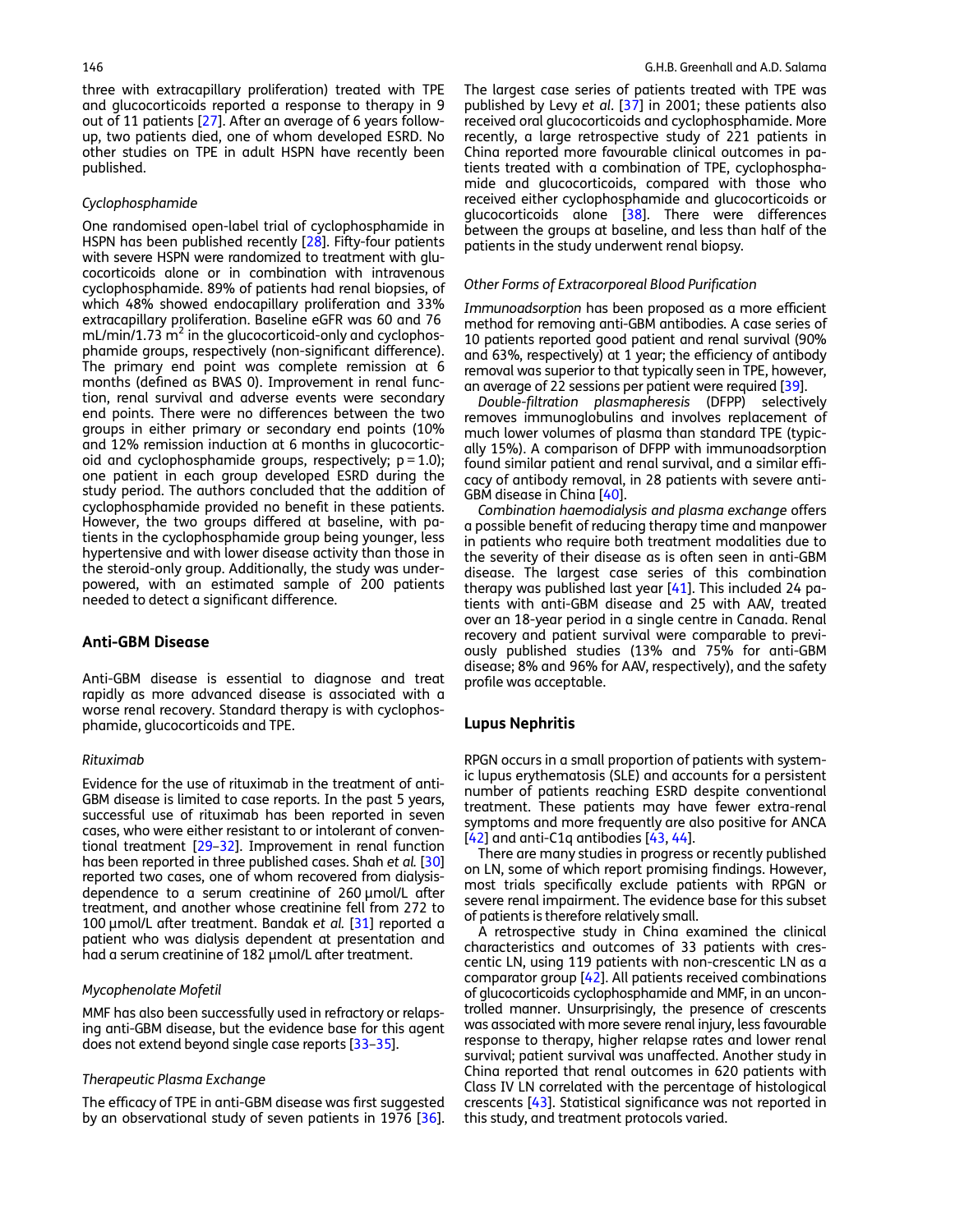three with extracapillary proliferation) treated with TPE and glucocorticoids reported a response to therapy in 9 out of 11 patients [27]. After an average of 6 years follow-up, two patients died, one of whom developed ESRD. No other studies on TPE in adult HSPN have recently been published.

*Cyclophosphamide*

One randomised open-label trial of cyclophosphamide in HSPN has been published recently [28]. Fifty-four patients with severe HSPN were randomized to treatment with glucocorticoids alone or in combination with intravenous cyclophosphamide. 89% of patients had renal biopsies, of which 48% showed endocapillary proliferation and 33% extracapillary proliferation. Baseline eGFR was 60 and 76 mL/min/1.73 $m^2$ in the glucocorticoid-only and cyclophosphamide groups, respectively (non-significant difference). The primary end point was complete remission at 6 months (defined as BVAS 0). Improvement in renal function, renal survival and adverse events were secondary end points. There were no differences between the two groups in either primary or secondary end points (10% and 12% remission induction at 6 months in glucocorticoid and cyclophosphamide groups, respectively; $p = 1.0$); one patient in each group developed ESRD during the study period. The authors concluded that the addition of cyclophosphamide provided no benefit in these patients. However, the two groups differed at baseline, with patients in the cyclophosphamide group being younger, less hypertensive and with lower disease activity than those in the steroid-only group. Additionally, the study was underpowered, with an estimated sample of 200 patients needed to detect a significant difference.

## Anti-GBM Disease

Anti-GBM disease is essential to diagnose and treat rapidly as more advanced disease is associated with a worse renal recovery. Standard therapy is with cyclophosphamide, glucocorticoids and TPE.

*Rituximab*

Evidence for the use of rituximab in the treatment of anti-GBM disease is limited to case reports. In the past 5 years, successful use of rituximab has been reported in seven cases, who were either resistant to or intolerant of conventional treatment [29–32]. Improvement in renal function has been reported in three published cases. Shah *et al.* [30] reported two cases, one of whom recovered from dialysis-dependence to a serum creatinine of 260 µmol/L after treatment, and another whose creatinine fell from 272 to 100 µmol/L after treatment. Bandak *et al.* [31] reported a patient who was dialysis dependent at presentation and had a serum creatinine of 182 µmol/L after treatment.

*Mycophenolate Mofetil*

MMF has also been successfully used in refractory or relapsing anti-GBM disease, but the evidence base for this agent does not extend beyond single case reports [33–35].

*Therapeutic Plasma Exchange*

The efficacy of TPE in anti-GBM disease was first suggested by an observational study of seven patients in 1976 [36]. The largest case series of patients treated with TPE was published by Levy *et al.* [37] in 2001; these patients also received oral glucocorticoids and cyclophosphamide. More recently, a large retrospective study of 221 patients in China reported more favourable clinical outcomes in patients treated with a combination of TPE, cyclophosphamide and glucocorticoids, compared with those who received either cyclophosphamide and glucocorticoids or glucocorticoids alone [38]. There were differences between the groups at baseline, and less than half of the patients in the study underwent renal biopsy.

*Other Forms of Extracorporeal Blood Purification*

*Immunoadsorption* has been proposed as a more efficient method for removing anti-GBM antibodies. A case series of 10 patients reported good patient and renal survival (90% and 63%, respectively) at 1 year; the efficiency of antibody removal was superior to that typically seen in TPE, however, an average of 22 sessions per patient were required [39].

*Double-filtration plasmapheresis* (DFPP) selectively removes immunoglobulins and involves replacement of much lower volumes of plasma than standard TPE (typically 15%). A comparison of DFPP with immunoadsorption found similar patient and renal survival, and a similar efficacy of antibody removal, in 28 patients with severe anti-GBM disease in China [40].

*Combination haemodialysis and plasma exchange* offers a possible benefit of reducing therapy time and manpower in patients who require both treatment modalities due to the severity of their disease as is often seen in anti-GBM disease. The largest case series of this combination therapy was published last year [41]. This included 24 patients with anti-GBM disease and 25 with AAV, treated over an 18-year period in a single centre in Canada. Renal recovery and patient survival were comparable to previously published studies (13% and 75% for anti-GBM disease; 8% and 96% for AAV, respectively), and the safety profile was acceptable.

## Lupus Nephritis

RPGN occurs in a small proportion of patients with systemic lupus erythematosis (SLE) and accounts for a persistent number of patients reaching ESRD despite conventional treatment. These patients may have fewer extra-renal symptoms and more frequently are also positive for ANCA [42] and anti-C1q antibodies [43, 44].

There are many studies in progress or recently published on LN, some of which report promising findings. However, most trials specifically exclude patients with RPGN or severe renal impairment. The evidence base for this subset of patients is therefore relatively small.

A retrospective study in China examined the clinical characteristics and outcomes of 33 patients with crescentic LN, using 119 patients with non-crescentic LN as a comparator group [42]. All patients received combinations of glucocorticoids cyclophosphamide and MMF, in an uncontrolled manner. Unsurprisingly, the presence of crescents was associated with more severe renal injury, less favourable response to therapy, higher relapse rates and lower renal survival; patient survival was unaffected. Another study in China reported that renal outcomes in 620 patients with Class IV LN correlated with the percentage of histological crescents [43]. Statistical significance was not reported in this study, and treatment protocols varied.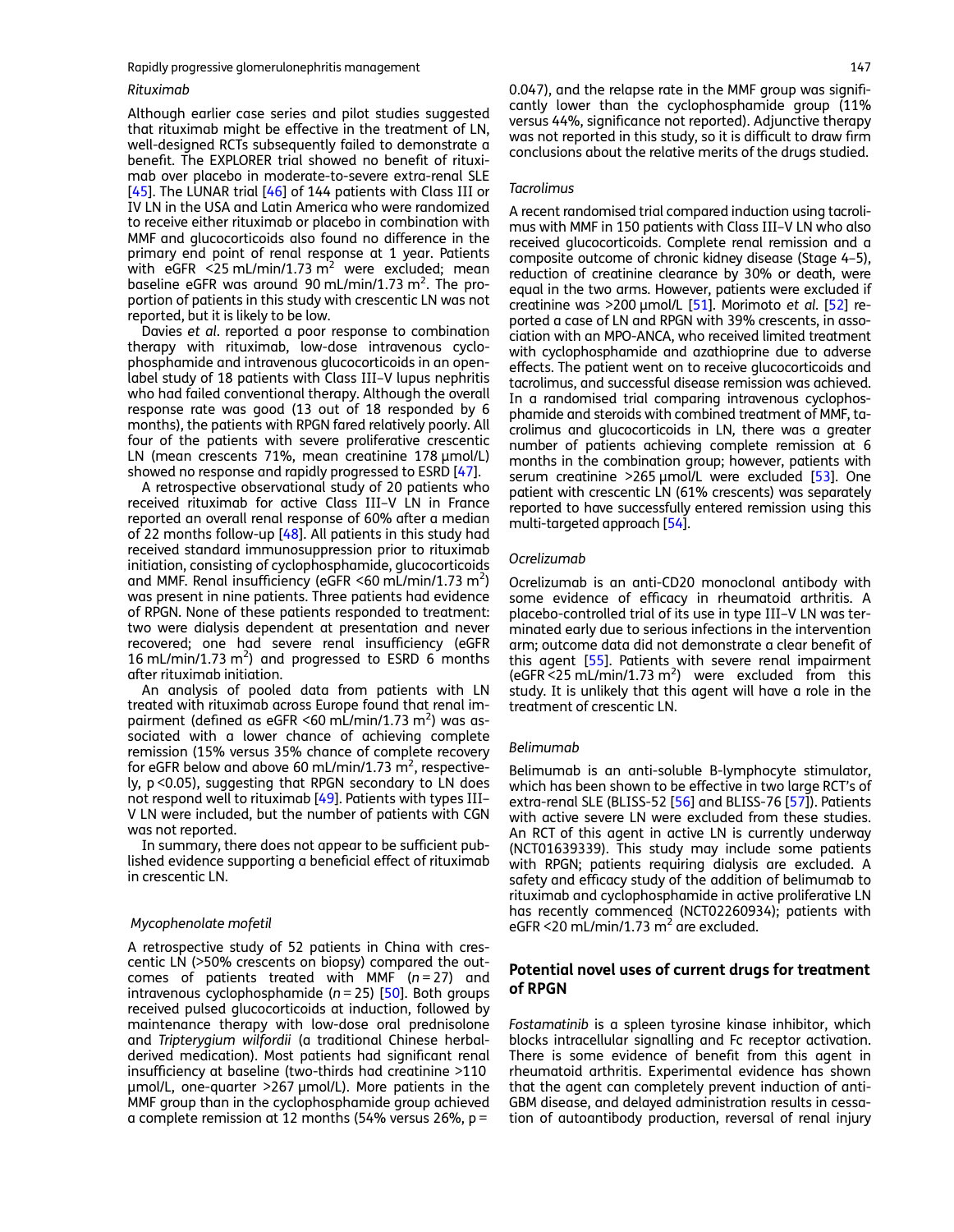### Rituximab

Although earlier case series and pilot studies suggested that rituximab might be effective in the treatment of LN, well-designed RCTs subsequently failed to demonstrate a benefit. The EXPLORER trial showed no benefit of rituximab over placebo in moderate-to-severe extra-renal SLE [45]. The LUNAR trial [46] of 144 patients with Class III or IV LN in the USA and Latin America who were randomized to receive either rituximab or placebo in combination with MMF and glucocorticoids also found no difference in the primary end point of renal response at 1 year. Patients with eGFR <25 mL/min/1.73 $m^2$ were excluded; mean baseline eGFR was around 90 mL/min/1.73 $m^2$. The proportion of patients in this study with crescentic LN was not reported, but it is likely to be low.

Davies *et al*. reported a poor response to combination therapy with rituximab, low-dose intravenous cyclophosphamide and intravenous glucocorticoids in an open-label study of 18 patients with Class III–V lupus nephritis who had failed conventional therapy. Although the overall response rate was good (13 out of 18 responded by 6 months), the patients with RPGN fared relatively poorly. All four of the patients with severe proliferative crescentic LN (mean crescents 71%, mean creatinine 178 µmol/L) showed no response and rapidly progressed to ESRD [47].

A retrospective observational study of 20 patients who received rituximab for active Class III–V LN in France reported an overall renal response of 60% after a median of 22 months follow-up [48]. All patients in this study had received standard immunosuppression prior to rituximab initiation, consisting of cyclophosphamide, glucocorticoids and MMF. Renal insufficiency (eGFR <60 mL/min/1.73 $m^2$) was present in nine patients. Three patients had evidence of RPGN. None of these patients responded to treatment: two were dialysis dependent at presentation and never recovered; one had severe renal insufficiency (eGFR 16 mL/min/1.73 $m^2$) and progressed to ESRD 6 months after rituximab initiation.

An analysis of pooled data from patients with LN treated with rituximab across Europe found that renal impairment (defined as eGFR <60 mL/min/1.73 $m^2$) was associated with a lower chance of achieving complete remission (15% versus 35% chance of complete recovery for eGFR below and above 60 mL/min/1.73 $m^2$, respectively, $p < 0.05$), suggesting that RPGN secondary to LN does not respond well to rituximab [49]. Patients with types III–V LN were included, but the number of patients with CGN was not reported.

In summary, there does not appear to be sufficient published evidence supporting a beneficial effect of rituximab in crescentic LN.

### Mycophenolate mofetil

A retrospective study of 52 patients in China with crescentic LN (>50% crescents on biopsy) compared the outcomes of patients treated with MMF ($n = 27$) and intravenous cyclophosphamide ($n = 25$) [50]. Both groups received pulsed glucocorticoids at induction, followed by maintenance therapy with low-dose oral prednisolone and *Tripterygium wilfordii* (a traditional Chinese herbal-derived medication). Most patients had significant renal insufficiency at baseline (two-thirds had creatinine >110 µmol/L, one-quarter >267 µmol/L). More patients in the MMF group than in the cyclophosphamide group achieved a complete remission at 12 months (54% versus 26%, $p = 0.047$), and the relapse rate in the MMF group was significantly lower than the cyclophosphamide group (11% versus 44%, significance not reported). Adjunctive therapy was not reported in this study, so it is difficult to draw firm conclusions about the relative merits of the drugs studied.

### Tacrolimus

A recent randomised trial compared induction using tacrolimus with MMF in 150 patients with Class III–V LN who also received glucocorticoids. Complete renal remission and a composite outcome of chronic kidney disease (Stage 4–5), reduction of creatinine clearance by 30% or death, were equal in the two arms. However, patients were excluded if creatinine was >200 µmol/L [51]. Morimoto *et al*. [52] reported a case of LN and RPGN with 39% crescents, in association with an MPO-ANCA, who received limited treatment with cyclophosphamide and azathioprine due to adverse effects. The patient went on to receive glucocorticoids and tacrolimus, and successful disease remission was achieved. In a randomised trial comparing intravenous cyclophosphamide and steroids with combined treatment of MMF, tacrolimus and glucocorticoids in LN, there was a greater number of patients achieving complete remission at 6 months in the combination group; however, patients with serum creatinine >265 µmol/L were excluded [53]. One patient with crescentic LN (61% crescents) was separately reported to have successfully entered remission using this multi-targeted approach [54].

### Ocrelizumab

Ocrelizumab is an anti-CD20 monoclonal antibody with some evidence of efficacy in rheumatoid arthritis. A placebo-controlled trial of its use in type III–V LN was terminated early due to serious infections in the intervention arm; outcome data did not demonstrate a clear benefit of this agent [55]. Patients with severe renal impairment (eGFR <25 mL/min/1.73 $m^2$) were excluded from this study. It is unlikely that this agent will have a role in the treatment of crescentic LN.

### Belimumab

Belimumab is an anti-soluble B-lymphocyte stimulator, which has been shown to be effective in two large RCT's of extra-renal SLE (BLISS-52 [56] and BLISS-76 [57]). Patients with active severe LN were excluded from these studies. An RCT of this agent in active LN is currently underway (NCT01639339). This study may include some patients with RPGN; patients requiring dialysis are excluded. A safety and efficacy study of the addition of belimumab to rituximab and cyclophosphamide in active proliferative LN has recently commenced (NCT02260934); patients with eGFR <20 mL/min/1.73 $m^2$ are excluded.

## Potential novel uses of current drugs for treatment of RPGN

*Fostamatinib* is a spleen tyrosine kinase inhibitor, which blocks intracellular signalling and Fc receptor activation. There is some evidence of benefit from this agent in rheumatoid arthritis. Experimental evidence has shown that the agent can completely prevent induction of anti-GBM disease, and delayed administration results in cessation of autoantibody production, reversal of renal injury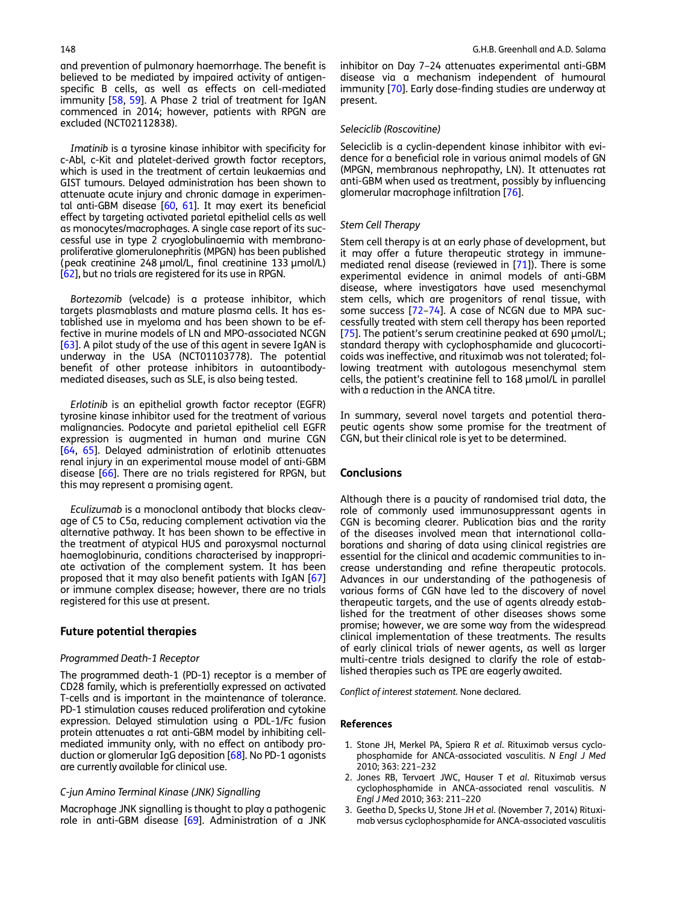and prevention of pulmonary haemorrhage. The benefit is believed to be mediated by impaired activity of antigen-specific B cells, as well as effects on cell-mediated immunity [58, 59]. A Phase 2 trial of treatment for IgAN commenced in 2014; however, patients with RPGN are excluded (NCT02112838).

*Imatinib* is a tyrosine kinase inhibitor with specificity for c-Abl, c-Kit and platelet-derived growth factor receptors, which is used in the treatment of certain leukaemias and GIST tumours. Delayed administration has been shown to attenuate acute injury and chronic damage in experimental anti-GBM disease [60, 61]. It may exert its beneficial effect by targeting activated parietal epithelial cells as well as monocytes/macrophages. A single case report of its successful use in type 2 cryoglobulinaemia with membranoproliferative glomerulonephritis (MPGN) has been published (peak creatinine 248 µmol/L, final creatinine 133 µmol/L) [62], but no trials are registered for its use in RPGN.

*Bortezomib* (velcade) is a protease inhibitor, which targets plasmablasts and mature plasma cells. It has established use in myeloma and has been shown to be effective in murine models of LN and MPO-associated NCGN [63]. A pilot study of the use of this agent in severe IgAN is underway in the USA (NCT01103778). The potential benefit of other protease inhibitors in autoantibody-mediated diseases, such as SLE, is also being tested.

*Erlotinib* is an epithelial growth factor receptor (EGFR) tyrosine kinase inhibitor used for the treatment of various malignancies. Podocyte and parietal epithelial cell EGFR expression is augmented in human and murine CGN [64, 65]. Delayed administration of erlotinib attenuates renal injury in an experimental mouse model of anti-GBM disease [66]. There are no trials registered for RPGN, but this may represent a promising agent.

*Eculizumab* is a monoclonal antibody that blocks cleavage of C5 to C5a, reducing complement activation via the alternative pathway. It has been shown to be effective in the treatment of atypical HUS and paroxysmal nocturnal haemoglobinuria, conditions characterised by inappropriate activation of the complement system. It has been proposed that it may also benefit patients with IgAN [67] or immune complex disease; however, there are no trials registered for this use at present.

## Future potential therapies

### *Programmed Death-1 Receptor*

The programmed death-1 (PD-1) receptor is a member of CD28 family, which is preferentially expressed on activated T-cells and is important in the maintenance of tolerance. PD-1 stimulation causes reduced proliferation and cytokine expression. Delayed stimulation using a PDL-1/Fc fusion protein attenuates a rat anti-GBM model by inhibiting cell-mediated immunity only, with no effect on antibody production or glomerular IgG deposition [68]. No PD-1 agonists are currently available for clinical use.

### *C-jun Amino Terminal Kinase (JNK) Signalling*

Macrophage JNK signalling is thought to play a pathogenic role in anti-GBM disease [69]. Administration of a JNK inhibitor on Day 7–24 attenuates experimental anti-GBM disease via a mechanism independent of humoural immunity [70]. Early dose-finding studies are underway at present.

### *Seleciclib (Roscovitine)*

Seleciclib is a cyclin-dependent kinase inhibitor with evidence for a beneficial role in various animal models of GN (MPGN, membranous nephropathy, LN). It attenuates rat anti-GBM when used as treatment, possibly by influencing glomerular macrophage infiltration [76].

### *Stem Cell Therapy*

Stem cell therapy is at an early phase of development, but it may offer a future therapeutic strategy in immune-mediated renal disease (reviewed in [71]). There is some experimental evidence in animal models of anti-GBM disease, where investigators have used mesenchymal stem cells, which are progenitors of renal tissue, with some success [72–74]. A case of NCGN due to MPA successfully treated with stem cell therapy has been reported [75]. The patient's serum creatinine peaked at 690 µmol/L; standard therapy with cyclophosphamide and glucocorticoids was ineffective, and rituximab was not tolerated; following treatment with autologous mesenchymal stem cells, the patient's creatinine fell to 168 µmol/L in parallel with a reduction in the ANCA titre.

In summary, several novel targets and potential therapeutic agents show some promise for the treatment of CGN, but their clinical role is yet to be determined.

## Conclusions

Although there is a paucity of randomised trial data, the role of commonly used immunosuppressant agents in CGN is becoming clearer. Publication bias and the rarity of the diseases involved mean that international collaborations and sharing of data using clinical registries are essential for the clinical and academic communities to increase understanding and refine therapeutic protocols. Advances in our understanding of the pathogenesis of various forms of CGN have led to the discovery of novel therapeutic targets, and the use of agents already established for the treatment of other diseases shows some promise; however, we are some way from the widespread clinical implementation of these treatments. The results of early clinical trials of newer agents, as well as larger multi-centre trials designed to clarify the role of established therapies such as TPE are eagerly awaited.

*Conflict of interest statement.* None declared.

## References

1. Stone JH, Merkel PA, Spiera R *et al*. Rituximab versus cyclophosphamide for ANCA-associated vasculitis. *N Engl J Med* 2010; 363: 221–232
2. Jones RB, Tervaert JWC, Hauser T *et al*. Rituximab versus cyclophosphamide in ANCA-associated renal vasculitis. *N Engl J Med* 2010; 363: 211–220
3. Geetha D, Specks U, Stone JH *et al*. (November 7, 2014) Rituximab versus cyclophosphamide for ANCA-associated vasculitis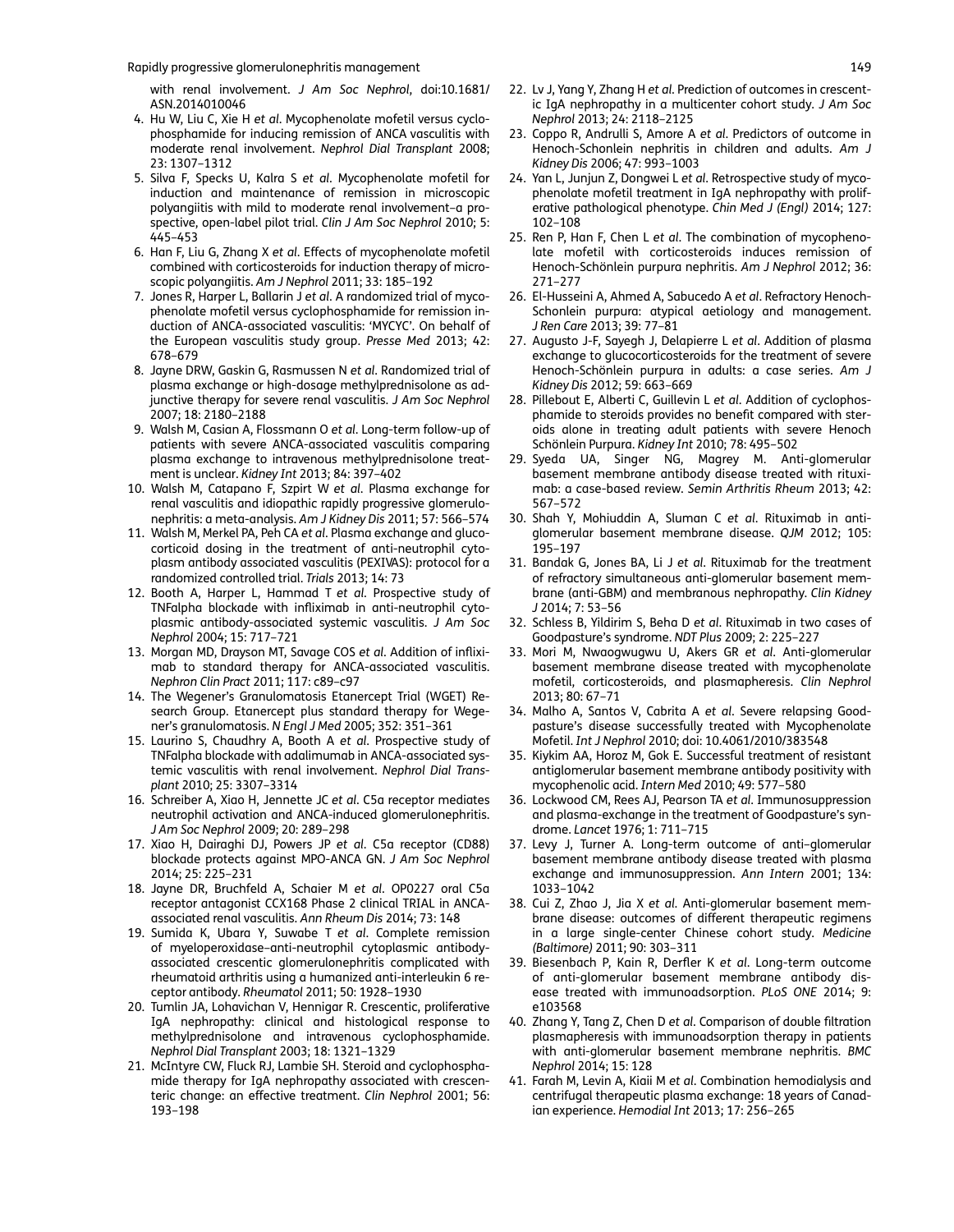with renal involvement. *J Am Soc Nephrol*, doi:10.1681/ASN.2014010046

4. Hu W, Liu C, Xie H *et al*. Mycophenolate mofetil versus cyclophosphamide for inducing remission of ANCA vasculitis with moderate renal involvement. *Nephrol Dial Transplant* 2008; 23: 1307–1312
5. Silva F, Specks U, Kalra S *et al*. Mycophenolate mofetil for induction and maintenance of remission in microscopic polyangiitis with mild to moderate renal involvement–a prospective, open-label pilot trial. *Clin J Am Soc Nephrol* 2010; 5: 445–453
6. Han F, Liu G, Zhang X *et al*. Effects of mycophenolate mofetil combined with corticosteroids for induction therapy of microscopic polyangiitis. *Am J Nephrol* 2011; 33: 185–192
7. Jones R, Harper L, Ballarin J *et al*. A randomized trial of mycophenolate mofetil versus cyclophosphamide for remission induction of ANCA-associated vasculitis: 'MYCYC'. On behalf of the European vasculitis study group. *Presse Med* 2013; 42: 678–679
8. Jayne DRW, Gaskin G, Rasmussen N *et al*. Randomized trial of plasma exchange or high-dosage methylprednisolone as adjunctive therapy for severe renal vasculitis. *J Am Soc Nephrol* 2007; 18: 2180–2188
9. Walsh M, Casian A, Flossmann O *et al*. Long-term follow-up of patients with severe ANCA-associated vasculitis comparing plasma exchange to intravenous methylprednisolone treatment is unclear. *Kidney Int* 2013; 84: 397–402
10. Walsh M, Catapano F, Szpirt W *et al*. Plasma exchange for renal vasculitis and idiopathic rapidly progressive glomerulonephritis: a meta-analysis. *Am J Kidney Dis* 2011; 57: 566–574
11. Walsh M, Merkel PA, Peh CA *et al*. Plasma exchange and glucocorticoid dosing in the treatment of anti-neutrophil cytoplasm antibody associated vasculitis (PEXIVAS): protocol for a randomized controlled trial. *Trials* 2013; 14: 73
12. Booth A, Harper L, Hammad T *et al*. Prospective study of TNFalpha blockade with infliximab in anti-neutrophil cytoplasmic antibody-associated systemic vasculitis. *J Am Soc Nephrol* 2004; 15: 717–721
13. Morgan MD, Drayson MT, Savage COS *et al*. Addition of infliximab to standard therapy for ANCA-associated vasculitis. *Nephron Clin Pract* 2011; 117: c89–c97
14. The Wegener's Granulomatosis Etanercept Trial (WGET) Research Group. Etanercept plus standard therapy for Wegener's granulomatosis. *N Engl J Med* 2005; 352: 351–361
15. Laurino S, Chaudhry A, Booth A *et al*. Prospective study of TNFalpha blockade with adalimumab in ANCA-associated systemic vasculitis with renal involvement. *Nephrol Dial Transplant* 2010; 25: 3307–3314
16. Schreiber A, Xiao H, Jennette JC *et al*. C5a receptor mediates neutrophil activation and ANCA-induced glomerulonephritis. *J Am Soc Nephrol* 2009; 20: 289–298
17. Xiao H, Dairaghi DJ, Powers JP *et al*. C5a receptor (CD88) blockade protects against MPO-ANCA GN. *J Am Soc Nephrol* 2014; 25: 225–231
18. Jayne DR, Bruchfeld A, Schaier M *et al*. OP0227 oral C5a receptor antagonist CCX168 Phase 2 clinical TRIAL in ANCA-associated renal vasculitis. *Ann Rheum Dis* 2014; 73: 148
19. Sumida K, Ubara Y, Suwabe T *et al*. Complete remission of myeloperoxidase–anti-neutrophil cytoplasmic antibody-associated crescentic glomerulonephritis complicated with rheumatoid arthritis using a humanized anti-interleukin 6 receptor antibody. *Rheumatol* 2011; 50: 1928–1930
20. Tumlin JA, Lohavichan V, Hennigar R. Crescentic, proliferative IgA nephropathy: clinical and histological response to methylprednisolone and intravenous cyclophosphamide. *Nephrol Dial Transplant* 2003; 18: 1321–1329
21. McIntyre CW, Fluck RJ, Lambie SH. Steroid and cyclophosphamide therapy for IgA nephropathy associated with crescenteric change: an effective treatment. *Clin Nephrol* 2001; 56: 193–198
22. Lv J, Yang Y, Zhang H *et al*. Prediction of outcomes in crescentic IgA nephropathy in a multicenter cohort study. *J Am Soc Nephrol* 2013; 24: 2118–2125
23. Coppo R, Andrulli S, Amore A *et al*. Predictors of outcome in Henoch-Schonlein nephritis in children and adults. *Am J Kidney Dis* 2006; 47: 993–1003
24. Yan L, Junjun Z, Dongwei L *et al*. Retrospective study of mycophenolate mofetil treatment in IgA nephropathy with proliferative pathological phenotype. *Chin Med J (Engl)* 2014; 127: 102–108
25. Ren P, Han F, Chen L *et al*. The combination of mycophenolate mofetil with corticosteroids induces remission of Henoch-Schönlein purpura nephritis. *Am J Nephrol* 2012; 36: 271–277
26. El-Husseini A, Ahmed A, Sabucedo A *et al*. Refractory Henoch-Schonlein purpura: atypical aetiology and management. *J Ren Care* 2013; 39: 77–81
27. Augusto J-F, Sayegh J, Delapierre L *et al*. Addition of plasma exchange to glucocorticosteroids for the treatment of severe Henoch-Schönlein purpura in adults: a case series. *Am J Kidney Dis* 2012; 59: 663–669
28. Pillebout E, Alberti C, Guillevin L *et al*. Addition of cyclophosphamide to steroids provides no benefit compared with steroids alone in treating adult patients with severe Henoch Schönlein Purpura. *Kidney Int* 2010; 78: 495–502
29. Syeda UA, Singer NG, Magrey M. Anti-glomerular basement membrane antibody disease treated with rituximab: a case-based review. *Semin Arthritis Rheum* 2013; 42: 567–572
30. Shah Y, Mohiuddin A, Sluman C *et al*. Rituximab in anti-glomerular basement membrane disease. *QJM* 2012; 105: 195–197
31. Bandak G, Jones BA, Li J *et al*. Rituximab for the treatment of refractory simultaneous anti-glomerular basement membrane (anti-GBM) and membranous nephropathy. *Clin Kidney J* 2014; 7: 53–56
32. Schless B, Yildirim S, Beha D *et al*. Rituximab in two cases of Goodpasture's syndrome. *NDT Plus* 2009; 2: 225–227
33. Mori M, Nwaogwugwu U, Akers GR *et al*. Anti-glomerular basement membrane disease treated with mycophenolate mofetil, corticosteroids, and plasmapheresis. *Clin Nephrol* 2013; 80: 67–71
34. Malho A, Santos V, Cabrita A *et al*. Severe relapsing Goodpasture's disease successfully treated with Mycophenolate Mofetil. *Int J Nephrol* 2010; doi: 10.4061/2010/383548
35. Kiykim AA, Horoz M, Gok E. Successful treatment of resistant antiglomerular basement membrane antibody positivity with mycophenolic acid. *Intern Med* 2010; 49: 577–580
36. Lockwood CM, Rees AJ, Pearson TA *et al*. Immunosuppression and plasma-exchange in the treatment of Goodpasture's syndrome. *Lancet* 1976; 1: 711–715
37. Levy J, Turner A. Long-term outcome of anti–glomerular basement membrane antibody disease treated with plasma exchange and immunosuppression. *Ann Intern* 2001; 134: 1033–1042
38. Cui Z, Zhao J, Jia X *et al*. Anti-glomerular basement membrane disease: outcomes of different therapeutic regimens in a large single-center Chinese cohort study. *Medicine (Baltimore)* 2011; 90: 303–311
39. Biesenbach P, Kain R, Derfler K *et al*. Long-term outcome of anti-glomerular basement membrane antibody disease treated with immunoadsorption. *PLoS ONE* 2014; 9: e103568
40. Zhang Y, Tang Z, Chen D *et al*. Comparison of double filtration plasmapheresis with immunoadsorption therapy in patients with anti-glomerular basement membrane nephritis. *BMC Nephrol* 2014; 15: 128
41. Farah M, Levin A, Kiaii M *et al*. Combination hemodialysis and centrifugal therapeutic plasma exchange: 18 years of Canadian experience. *Hemodial Int* 2013; 17: 256–265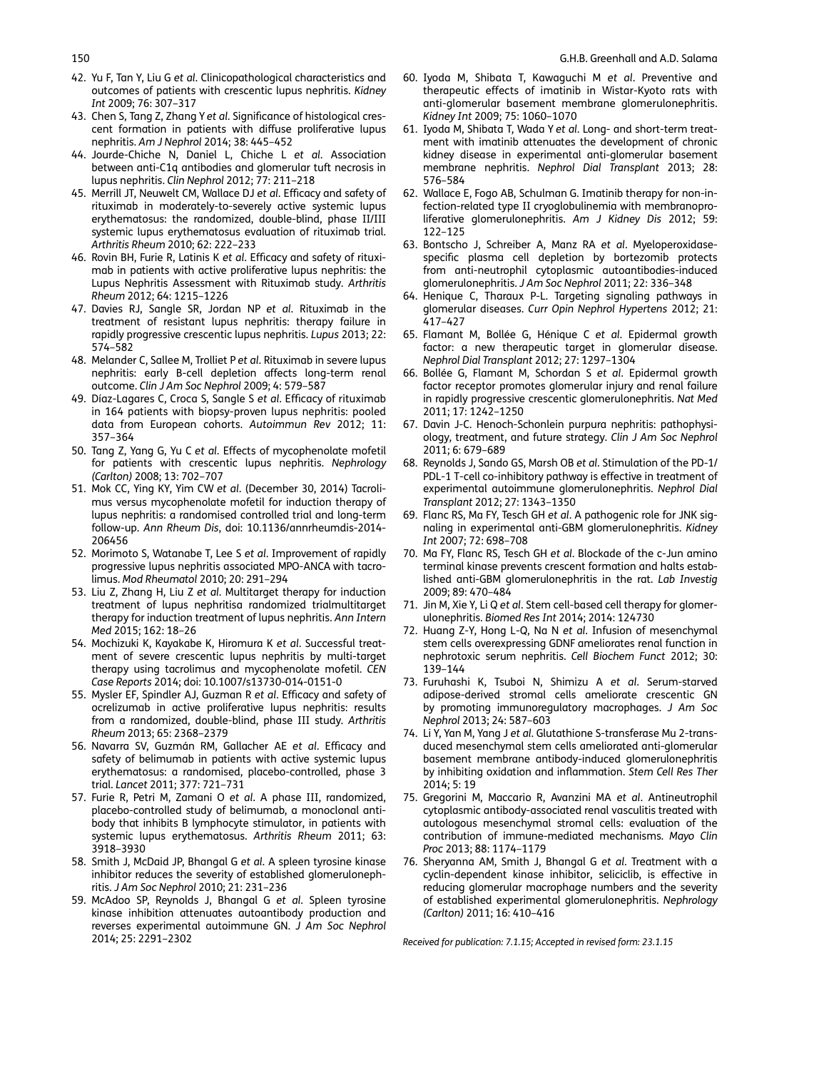42. Yu F, Tan Y, Liu G *et al*. Clinicopathological characteristics and outcomes of patients with crescentic lupus nephritis. *Kidney Int* 2009; 76: 307–317
43. Chen S, Tang Z, Zhang Y *et al*. Significance of histological crescent formation in patients with diffuse proliferative lupus nephritis. *Am J Nephrol* 2014; 38: 445–452
44. Jourde-Chiche N, Daniel L, Chiche L *et al*. Association between anti-C1q antibodies and glomerular tuft necrosis in lupus nephritis. *Clin Nephrol* 2012; 77: 211–218
45. Merrill JT, Neuwelt CM, Wallace DJ *et al*. Efficacy and safety of rituximab in moderately-to-severely active systemic lupus erythematosus: the randomized, double-blind, phase II/III systemic lupus erythematosus evaluation of rituximab trial. *Arthritis Rheum* 2010; 62: 222–233
46. Rovin BH, Furie R, Latinis K *et al*. Efficacy and safety of rituximab in patients with active proliferative lupus nephritis: the Lupus Nephritis Assessment with Rituximab study. *Arthritis Rheum* 2012; 64: 1215–1226
47. Davies RJ, Sangle SR, Jordan NP *et al*. Rituximab in the treatment of resistant lupus nephritis: therapy failure in rapidly progressive crescentic lupus nephritis. *Lupus* 2013; 22: 574–582
48. Melander C, Sallee M, Trolliet P *et al*. Rituximab in severe lupus nephritis: early B-cell depletion affects long-term renal outcome. *Clin J Am Soc Nephrol* 2009; 4: 579–587
49. Díaz-Lagares C, Croca S, Sangle S *et al*. Efficacy of rituximab in 164 patients with biopsy-proven lupus nephritis: pooled data from European cohorts. *Autoimmun Rev* 2012; 11: 357–364
50. Tang Z, Yang G, Yu C *et al*. Effects of mycophenolate mofetil for patients with crescentic lupus nephritis. *Nephrology (Carlton)* 2008; 13: 702–707
51. Mok CC, Ying KY, Yim CW *et al*. (December 30, 2014) Tacrolimus versus mycophenolate mofetil for induction therapy of lupus nephritis: a randomised controlled trial and long-term follow-up. *Ann Rheum Dis*, doi: 10.1136/annrheumdis-2014-206456
52. Morimoto S, Watanabe T, Lee S *et al*. Improvement of rapidly progressive lupus nephritis associated MPO-ANCA with tacrolimus. *Mod Rheumatol* 2010; 20: 291–294
53. Liu Z, Zhang H, Liu Z *et al*. Multitarget therapy for induction treatment of lupus nephritisa randomized trialmultitarget therapy for induction treatment of lupus nephritis. *Ann Intern Med* 2015; 162: 18–26
54. Mochizuki K, Kayakabe K, Hiromura K *et al*. Successful treatment of severe crescentic lupus nephritis by multi-target therapy using tacrolimus and mycophenolate mofetil. *CEN Case Reports* 2014; doi: 10.1007/s13730-014-0151-0
55. Mysler EF, Spindler AJ, Guzman R *et al*. Efficacy and safety of ocrelizumab in active proliferative lupus nephritis: results from a randomized, double-blind, phase III study. *Arthritis Rheum* 2013; 65: 2368–2379
56. Navarra SV, Guzmán RM, Gallacher AE *et al*. Efficacy and safety of belimumab in patients with active systemic lupus erythematosus: a randomised, placebo-controlled, phase 3 trial. *Lancet* 2011; 377: 721–731
57. Furie R, Petri M, Zamani O *et al*. A phase III, randomized, placebo-controlled study of belimumab, a monoclonal antibody that inhibits B lymphocyte stimulator, in patients with systemic lupus erythematosus. *Arthritis Rheum* 2011; 63: 3918–3930
58. Smith J, McDaid JP, Bhangal G *et al*. A spleen tyrosine kinase inhibitor reduces the severity of established glomerulonephritis. *J Am Soc Nephrol* 2010; 21: 231–236
59. McAdoo SP, Reynolds J, Bhangal G *et al*. Spleen tyrosine kinase inhibition attenuates autoantibody production and reverses experimental autoimmune GN. *J Am Soc Nephrol* 2014; 25: 2291–2302
60. Iyoda M, Shibata T, Kawaguchi M *et al*. Preventive and therapeutic effects of imatinib in Wistar-Kyoto rats with anti-glomerular basement membrane glomerulonephritis. *Kidney Int* 2009; 75: 1060–1070
61. Iyoda M, Shibata T, Wada Y *et al*. Long- and short-term treatment with imatinib attenuates the development of chronic kidney disease in experimental anti-glomerular basement membrane nephritis. *Nephrol Dial Transplant* 2013; 28: 576–584
62. Wallace E, Fogo AB, Schulman G. Imatinib therapy for non-infection-related type II cryoglobulinemia with membranoproliferative glomerulonephritis. *Am J Kidney Dis* 2012; 59: 122–125
63. Bontscho J, Schreiber A, Manz RA *et al*. Myeloperoxidase-specific plasma cell depletion by bortezomib protects from anti-neutrophil cytoplasmic autoantibodies-induced glomerulonephritis. *J Am Soc Nephrol* 2011; 22: 336–348
64. Henique C, Tharaux P-L. Targeting signaling pathways in glomerular diseases. *Curr Opin Nephrol Hypertens* 2012; 21: 417–427
65. Flamant M, Bollée G, Hénique C *et al*. Epidermal growth factor: a new therapeutic target in glomerular disease. *Nephrol Dial Transplant* 2012; 27: 1297–1304
66. Bollée G, Flamant M, Schordan S *et al*. Epidermal growth factor receptor promotes glomerular injury and renal failure in rapidly progressive crescentic glomerulonephritis. *Nat Med* 2011; 17: 1242–1250
67. Davin J-C. Henoch-Schonlein purpura nephritis: pathophysiology, treatment, and future strategy. *Clin J Am Soc Nephrol* 2011; 6: 679–689
68. Reynolds J, Sando GS, Marsh OB *et al*. Stimulation of the PD-1/PDL-1 T-cell co-inhibitory pathway is effective in treatment of experimental autoimmune glomerulonephritis. *Nephrol Dial Transplant* 2012; 27: 1343–1350
69. Flanc RS, Ma FY, Tesch GH *et al*. A pathogenic role for JNK signaling in experimental anti-GBM glomerulonephritis. *Kidney Int* 2007; 72: 698–708
70. Ma FY, Flanc RS, Tesch GH *et al*. Blockade of the c-Jun amino terminal kinase prevents crescent formation and halts established anti-GBM glomerulonephritis in the rat. *Lab Investig* 2009; 89: 470–484
71. Jin M, Xie Y, Li Q *et al*. Stem cell-based cell therapy for glomerulonephritis. *Biomed Res Int* 2014; 2014: 124730
72. Huang Z-Y, Hong L-Q, Na N *et al*. Infusion of mesenchymal stem cells overexpressing GDNF ameliorates renal function in nephrotoxic serum nephritis. *Cell Biochem Funct* 2012; 30: 139–144
73. Furuhashi K, Tsuboi N, Shimizu A *et al*. Serum-starved adipose-derived stromal cells ameliorate crescentic GN by promoting immunoregulatory macrophages. *J Am Soc Nephrol* 2013; 24: 587–603
74. Li Y, Yan M, Yang J *et al*. Glutathione S-transferase Mu 2-transduced mesenchymal stem cells ameliorated anti-glomerular basement membrane antibody-induced glomerulonephritis by inhibiting oxidation and inflammation. *Stem Cell Res Ther* 2014; 5: 19
75. Gregorini M, Maccario R, Avanzini MA *et al*. Antineutrophil cytoplasmic antibody-associated renal vasculitis treated with autologous mesenchymal stromal cells: evaluation of the contribution of immune-mediated mechanisms. *Mayo Clin Proc* 2013; 88: 1174–1179
76. Sheryanna AM, Smith J, Bhangal G *et al*. Treatment with a cyclin-dependent kinase inhibitor, seliciclib, is effective in reducing glomerular macrophage numbers and the severity of established experimental glomerulonephritis. *Nephrology (Carlton)* 2011; 16: 410–416

*Received for publication: 7.1.15; Accepted in revised form: 23.1.15*